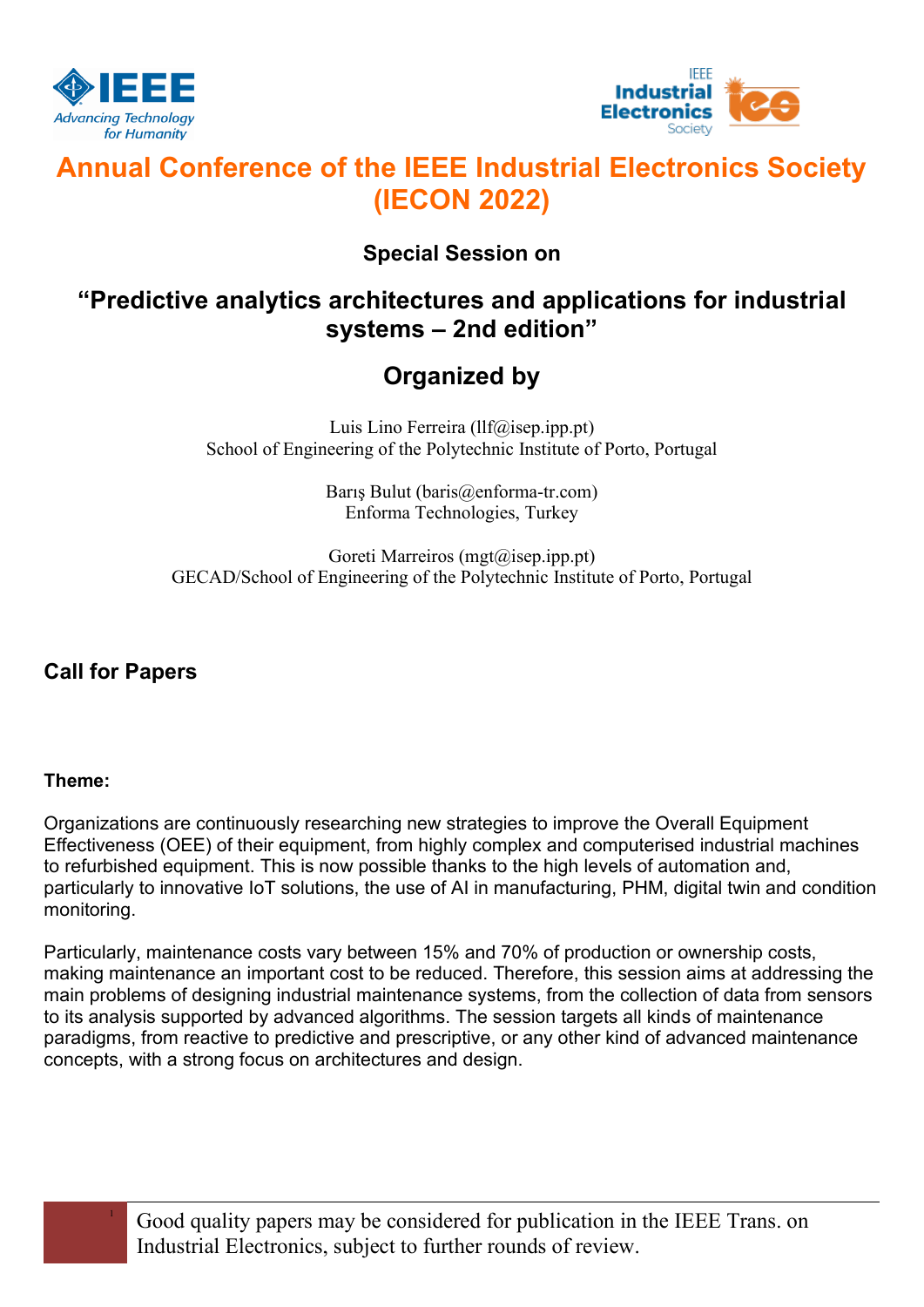# Annual Conference of the IEEE Industrial Electronics Society (IECON 2022)

### Special Session on

## "Predictive analytics architectures and applications for industrial systems – 2nd edition"

## Organized by

Luis Lino Ferreira (llf@isep.ipp.pt)
School of Engineering of the Polytechnic Institute of Porto, Portugal

Barış Bulut (baris@enforma-tr.com)
Enforma Technologies, Turkey

Goreti Marreiros (mgt@isep.ipp.pt)
GECAD/School of Engineering of the Polytechnic Institute of Porto, Portugal

### Call for Papers

**Theme:**

Organizations are continuously researching new strategies to improve the Overall Equipment Effectiveness (OEE) of their equipment, from highly complex and computerised industrial machines to refurbished equipment. This is now possible thanks to the high levels of automation and, particularly to innovative IoT solutions, the use of AI in manufacturing, PHM, digital twin and condition monitoring.

Particularly, maintenance costs vary between 15% and 70% of production or ownership costs, making maintenance an important cost to be reduced. Therefore, this session aims at addressing the main problems of designing industrial maintenance systems, from the collection of data from sensors to its analysis supported by advanced algorithms. The session targets all kinds of maintenance paradigms, from reactive to predictive and prescriptive, or any other kind of advanced maintenance concepts, with a strong focus on architectures and design.

[1] Good quality papers may be considered for publication in the IEEE Trans. on Industrial Electronics, subject to further rounds of review.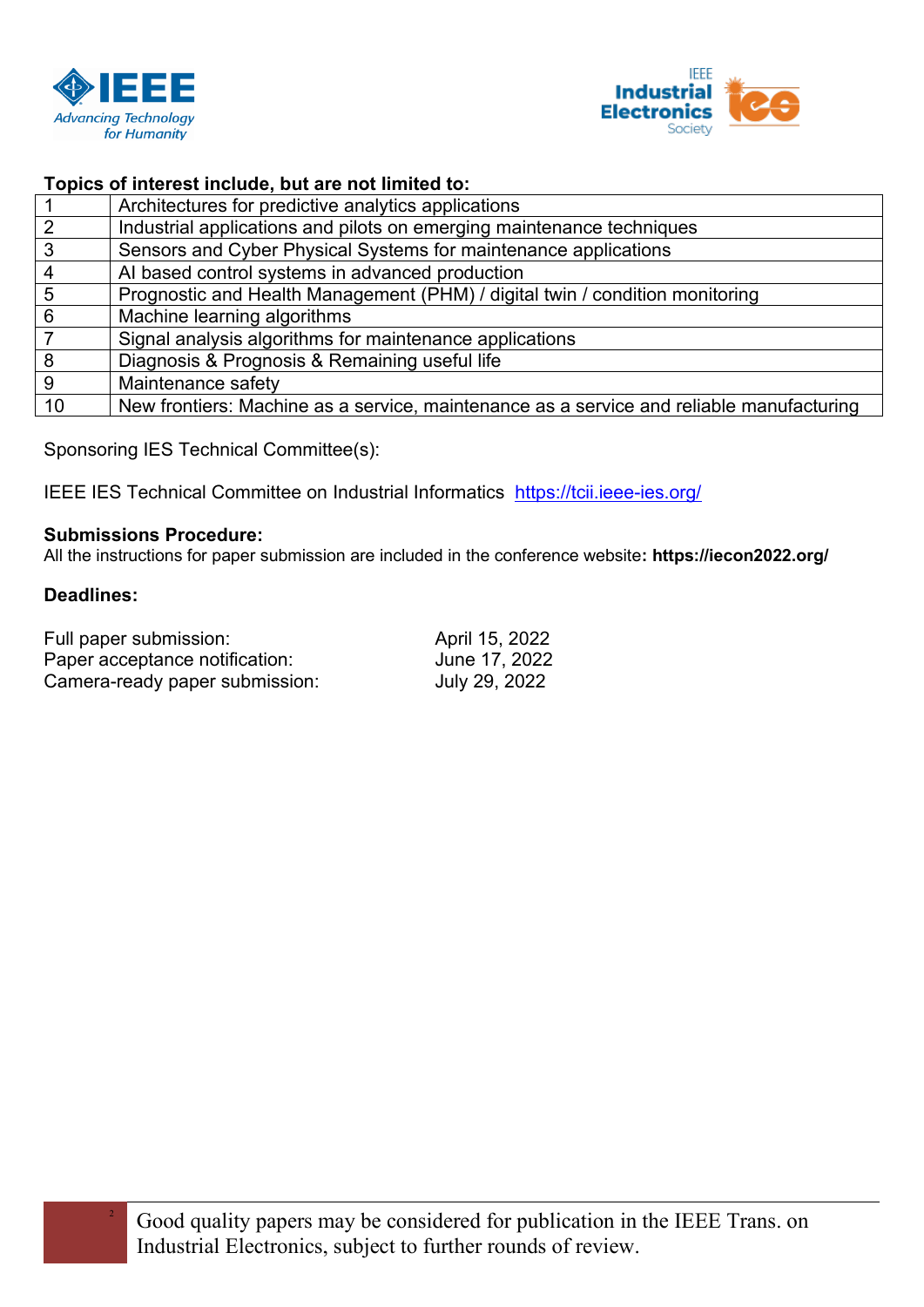**Topics of interest include, but are not limited to:**

| | |
|---|---|
| 1 | Architectures for predictive analytics applications |
| 2 | Industrial applications and pilots on emerging maintenance techniques |
| 3 | Sensors and Cyber Physical Systems for maintenance applications |
| 4 | AI based control systems in advanced production |
| 5 | Prognostic and Health Management (PHM) / digital twin / condition monitoring |
| 6 | Machine learning algorithms |
| 7 | Signal analysis algorithms for maintenance applications |
| 8 | Diagnosis & Prognosis & Remaining useful life |
| 9 | Maintenance safety |
| 10 | New frontiers: Machine as a service, maintenance as a service and reliable manufacturing |

Sponsoring IES Technical Committee(s):

IEEE IES Technical Committee on Industrial Informatics https://tcii.ieee-ies.org/

**Submissions Procedure:**

All the instructions for paper submission are included in the conference website**: https://iecon2022.org/**

**Deadlines:**

Full paper submission: April 15, 2022

Paper acceptance notification: June 17, 2022

Camera-ready paper submission: July 29, 2022

Good quality papers may be considered for publication in the IEEE Trans. on Industrial Electronics, subject to further rounds of review.